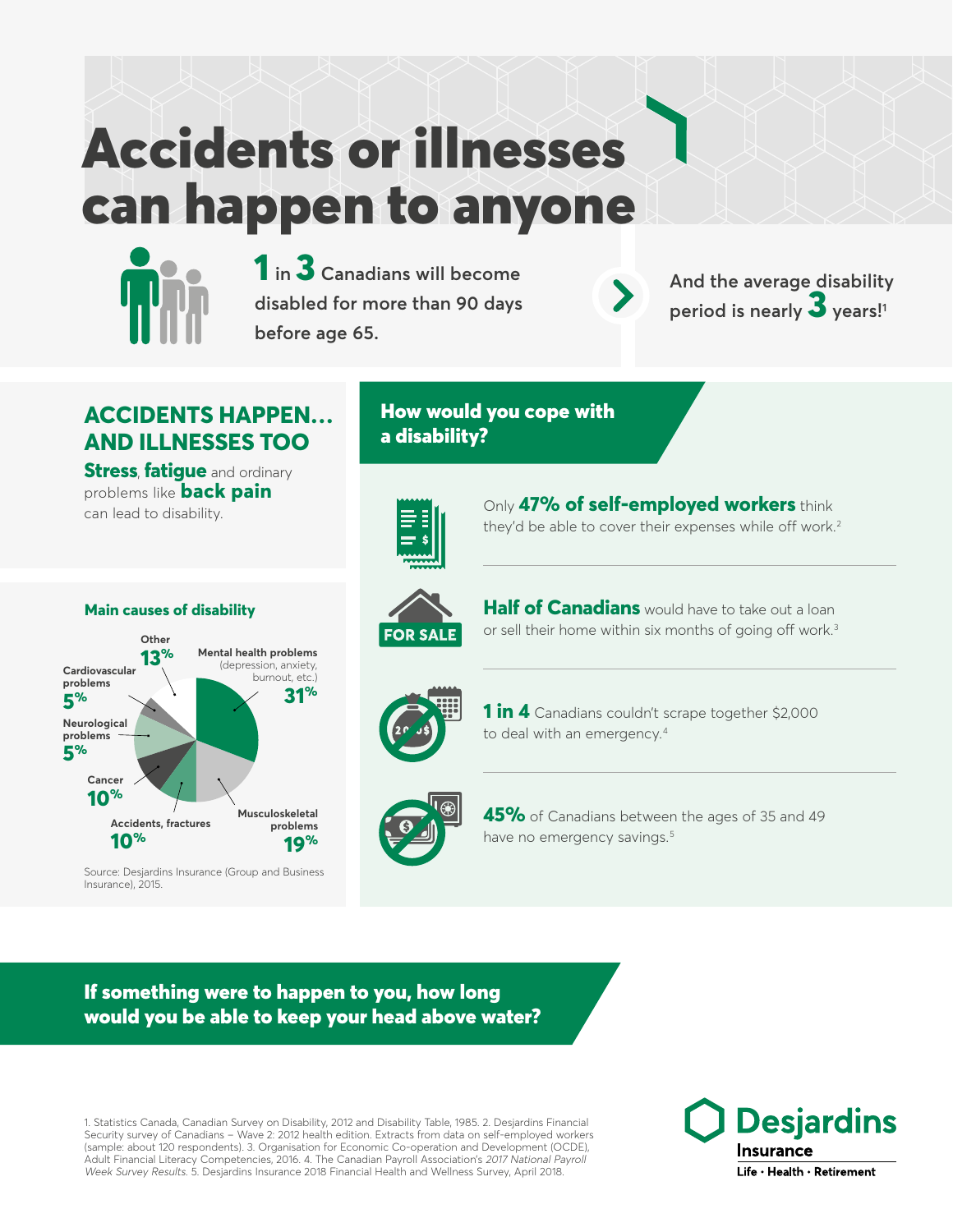# Accidents or illnesses can happen to anyone

**1** in **3** Canadians will become disabled for more than 90 days before age 65.

And the average disability period is nearly **3** years![1]

## ACCIDENTS HAPPEN… AND ILLNESSES TOO

**Stress**, **fatigue** and ordinary problems like **back pain** can lead to disability.

### Main causes of disability

Other
13%

Mental health problems
(depression, anxiety, burnout, etc.)
31%

Cardiovascular problems
5%

Neurological problems
5%

Cancer
10%

Accidents, fractures
10%

Musculoskeletal problems
19%

Source: Desjardins Insurance (Group and Business Insurance), 2015.

## How would you cope with a disability?

Only **47% of self-employed workers** think they'd be able to cover their expenses while off work.[2]

FOR SALE

**Half of Canadians** would have to take out a loan or sell their home within six months of going off work.[3]

**1 in 4** Canadians couldn't scrape together $2,000 to deal with an emergency.[4]

**45%** of Canadians between the ages of 35 and 49 have no emergency savings.[5]

**If something were to happen to you, how long would you be able to keep your head above water?**

1. Statistics Canada, Canadian Survey on Disability, 2012 and Disability Table, 1985. 2. Desjardins Financial Security survey of Canadians – Wave 2: 2012 health edition. Extracts from data on self-employed workers (sample: about 120 respondents). 3. Organisation for Economic Co-operation and Development (OCDE), Adult Financial Literacy Competencies, 2016. 4. The Canadian Payroll Association's *2017 National Payroll Week Survey Results*. 5. Desjardins Insurance 2018 Financial Health and Wellness Survey, April 2018.

Desjardins Insurance
Life · Health · Retirement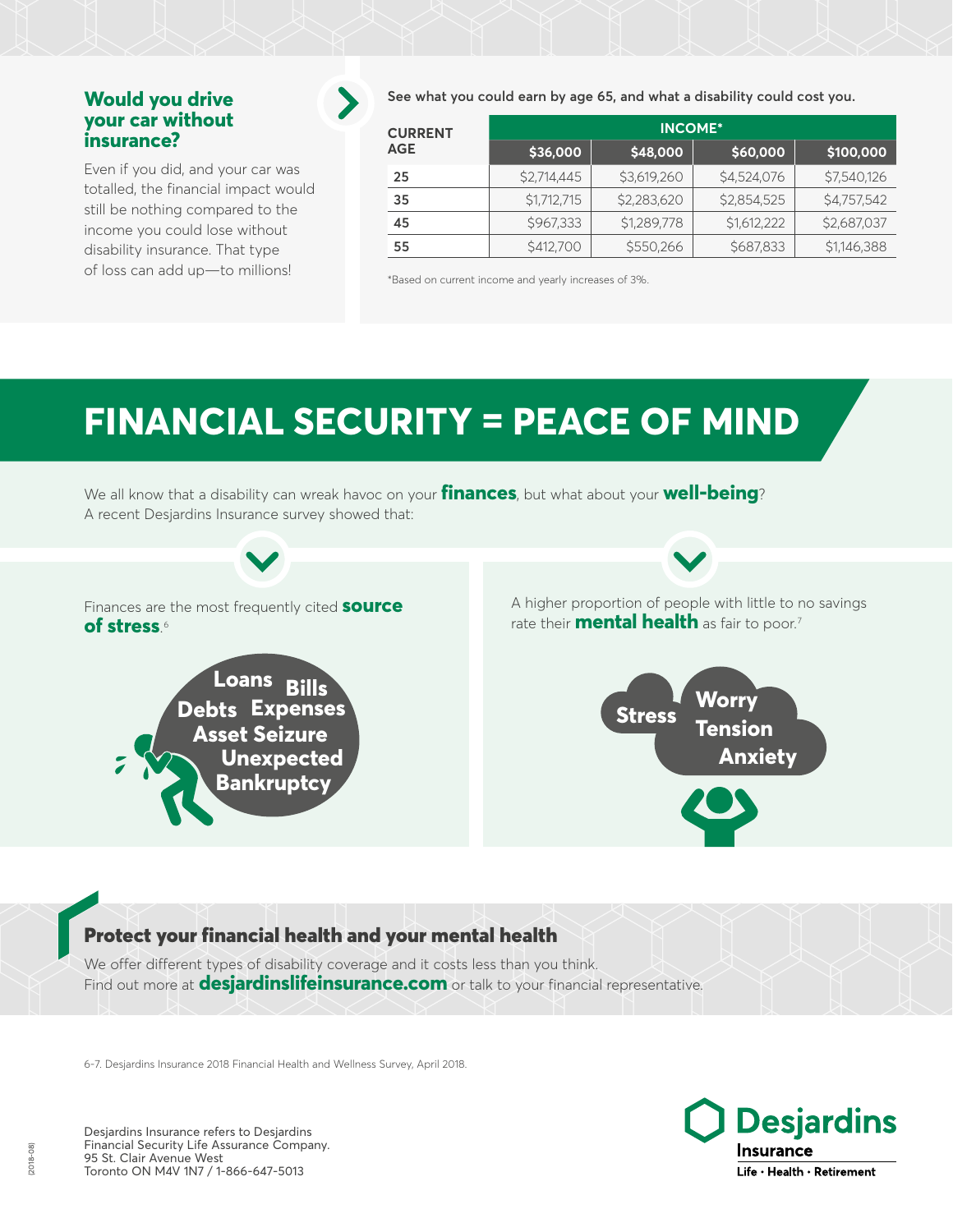### Would you drive your car without insurance?

Even if you did, and your car was totalled, the financial impact would still be nothing compared to the income you could lose without disability insurance. That type of loss can add up—to millions!

**See what you could earn by age 65, and what a disability could cost you.**

| CURRENT AGE | INCOME* | | | |
|---|---|---|---|---|
| | **$36,000** | **$48,000** | **$60,000** | **$100,000** |
| **25** | $2,714,445 | $3,619,260 | $4,524,076 | $7,540,126 |
| **35** | $1,712,715 | $2,283,620 | $2,854,525 | $4,757,542 |
| **45** | $967,333 | $1,289,778 | $1,612,222 | $2,687,037 |
| **55** | $412,700 | $550,266 | $687,833 | $1,146,388 |

*Based on current income and yearly increases of 3%.

# FINANCIAL SECURITY = PEACE OF MIND

We all know that a disability can wreak havoc on your **finances**, but what about your **well-being**? A recent Desjardins Insurance survey showed that:

Finances are the most frequently cited **source of stress**.[6]

Loans Bills Debts Expenses Asset Seizure Unexpected Bankruptcy

A higher proportion of people with little to no savings rate their **mental health** as fair to poor.[7]

Stress Worry Tension Anxiety

## Protect your financial health and your mental health

We offer different types of disability coverage and it costs less than you think.
Find out more at **desjardinslifeinsurance.com** or talk to your financial representative.

6-7. Desjardins Insurance 2018 Financial Health and Wellness Survey, April 2018.

Desjardins Insurance refers to Desjardins Financial Security Life Assurance Company.
95 St. Clair Avenue West
Toronto ON M4V 1N7 / 1-866-647-5013

Desjardins Insurance
Life · Health · Retirement

(2018-08)